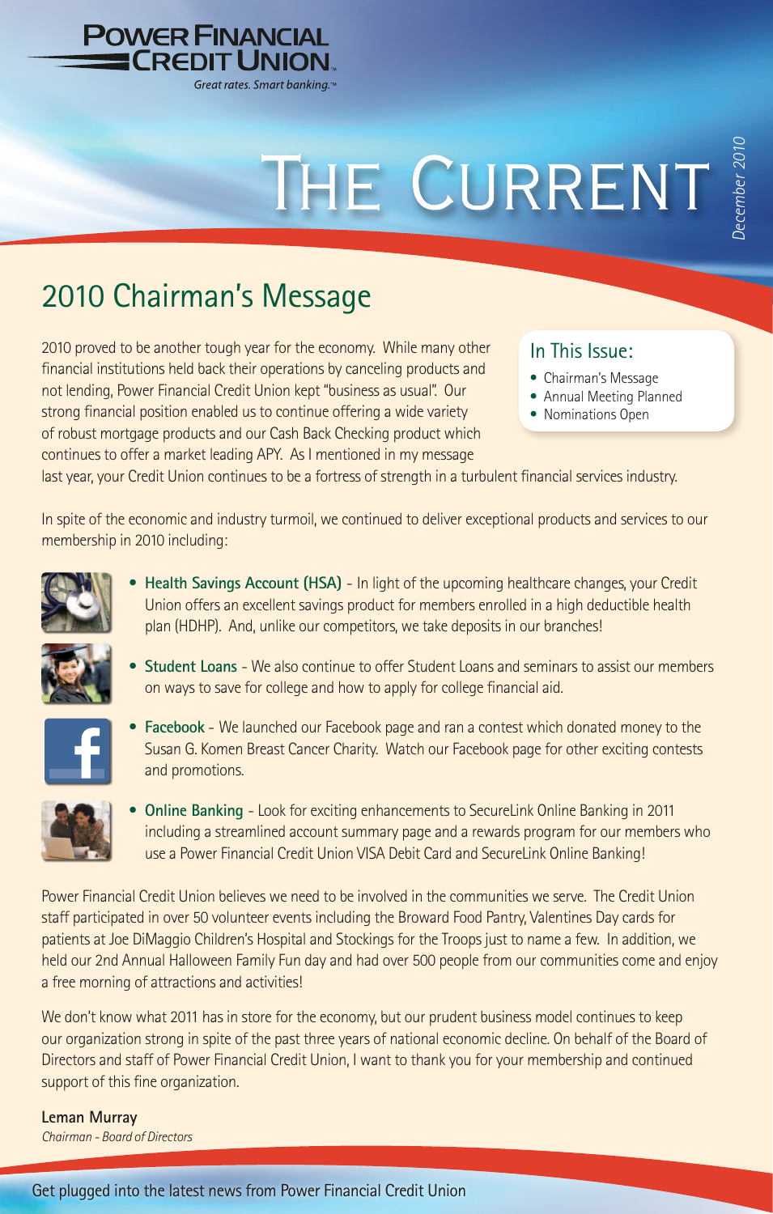**POWER FINANCIAL CREDIT UNION**

*Great rates. Smart banking.™*

# THE CURRENT

*December 2010*

## 2010 Chairman's Message

**In This Issue:**

- Chairman's Message
- Annual Meeting Planned
- Nominations Open

2010 proved to be another tough year for the economy. While many other financial institutions held back their operations by canceling products and not lending, Power Financial Credit Union kept "business as usual". Our strong financial position enabled us to continue offering a wide variety of robust mortgage products and our Cash Back Checking product which continues to offer a market leading APY. As I mentioned in my message last year, your Credit Union continues to be a fortress of strength in a turbulent financial services industry.

In spite of the economic and industry turmoil, we continued to deliver exceptional products and services to our membership in 2010 including:

- **Health Savings Account (HSA)** - In light of the upcoming healthcare changes, your Credit Union offers an excellent savings product for members enrolled in a high deductible health plan (HDHP). And, unlike our competitors, we take deposits in our branches!
- **Student Loans** - We also continue to offer Student Loans and seminars to assist our members on ways to save for college and how to apply for college financial aid.
- **Facebook** - We launched our Facebook page and ran a contest which donated money to the Susan G. Komen Breast Cancer Charity. Watch our Facebook page for other exciting contests and promotions.
- **Online Banking** - Look for exciting enhancements to SecureLink Online Banking in 2011 including a streamlined account summary page and a rewards program for our members who use a Power Financial Credit Union VISA Debit Card and SecureLink Online Banking!

Power Financial Credit Union believes we need to be involved in the communities we serve. The Credit Union staff participated in over 50 volunteer events including the Broward Food Pantry, Valentines Day cards for patients at Joe DiMaggio Children's Hospital and Stockings for the Troops just to name a few. In addition, we held our 2nd Annual Halloween Family Fun day and had over 500 people from our communities come and enjoy a free morning of attractions and activities!

We don't know what 2011 has in store for the economy, but our prudent business model continues to keep our organization strong in spite of the past three years of national economic decline. On behalf of the Board of Directors and staff of Power Financial Credit Union, I want to thank you for your membership and continued support of this fine organization.

**Leman Murray**
*Chairman - Board of Directors*

Get plugged into the latest news from Power Financial Credit Union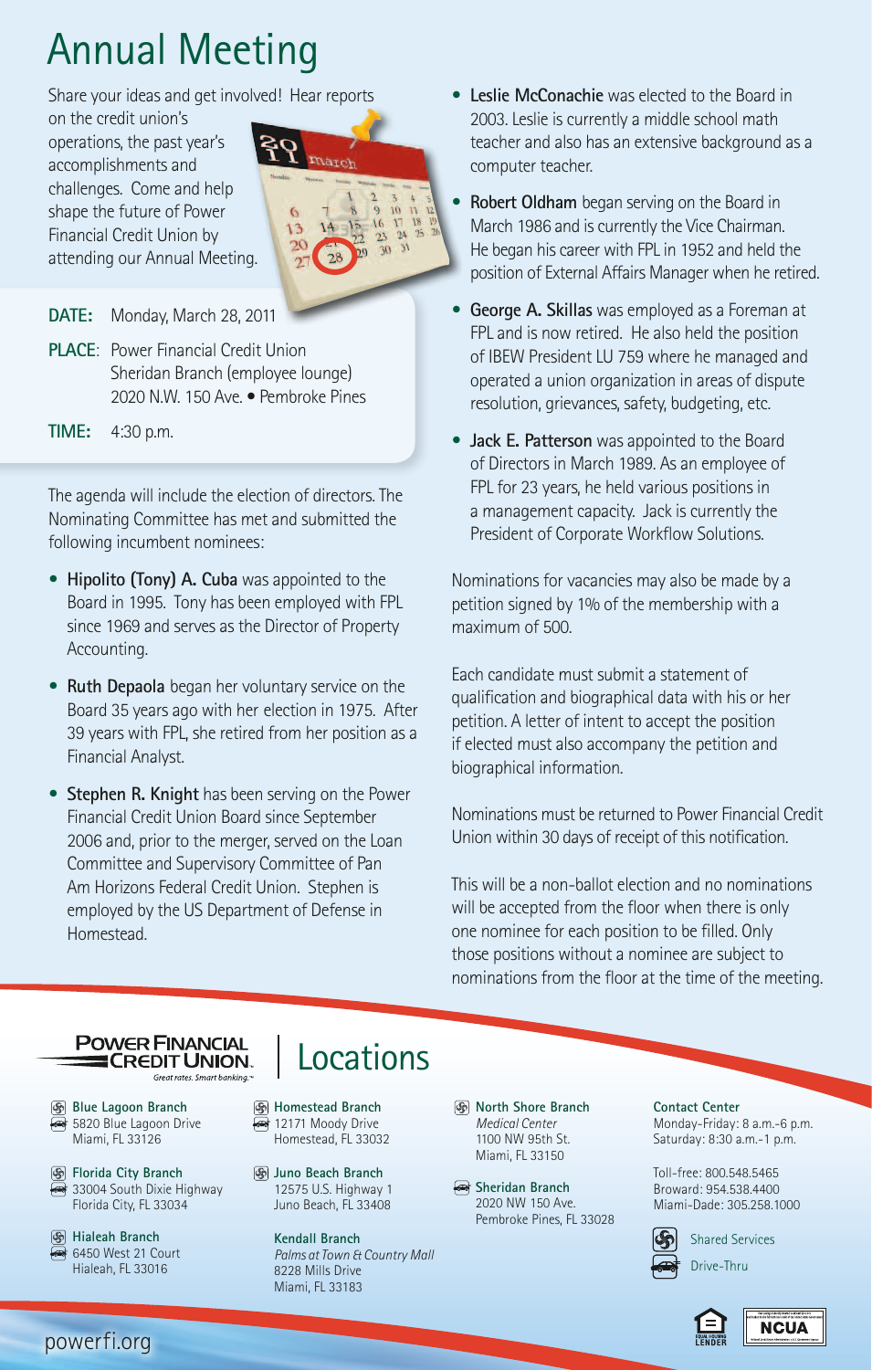# Annual Meeting

Share your ideas and get involved! Hear reports on the credit union's operations, the past year's accomplishments and challenges. Come and help shape the future of Power Financial Credit Union by attending our Annual Meeting.

**DATE:** Monday, March 28, 2011

**PLACE:** Power Financial Credit Union
Sheridan Branch (employee lounge)
2020 N.W. 150 Ave. • Pembroke Pines

**TIME:** 4:30 p.m.

The agenda will include the election of directors. The Nominating Committee has met and submitted the following incumbent nominees:

- **Hipolito (Tony) A. Cuba** was appointed to the Board in 1995. Tony has been employed with FPL since 1969 and serves as the Director of Property Accounting.
- **Ruth Depaola** began her voluntary service on the Board 35 years ago with her election in 1975. After 39 years with FPL, she retired from her position as a Financial Analyst.
- **Stephen R. Knight** has been serving on the Power Financial Credit Union Board since September 2006 and, prior to the merger, served on the Loan Committee and Supervisory Committee of Pan Am Horizons Federal Credit Union. Stephen is employed by the US Department of Defense in Homestead.
- **Leslie McConachie** was elected to the Board in 2003. Leslie is currently a middle school math teacher and also has an extensive background as a computer teacher.
- **Robert Oldham** began serving on the Board in March 1986 and is currently the Vice Chairman. He began his career with FPL in 1952 and held the position of External Affairs Manager when he retired.
- **George A. Skillas** was employed as a Foreman at FPL and is now retired. He also held the position of IBEW President LU 759 where he managed and operated a union organization in areas of dispute resolution, grievances, safety, budgeting, etc.
- **Jack E. Patterson** was appointed to the Board of Directors in March 1989. As an employee of FPL for 23 years, he held various positions in a management capacity. Jack is currently the President of Corporate Workflow Solutions.

Nominations for vacancies may also be made by a petition signed by 1% of the membership with a maximum of 500.

Each candidate must submit a statement of qualification and biographical data with his or her petition. A letter of intent to accept the position if elected must also accompany the petition and biographical information.

Nominations must be returned to Power Financial Credit Union within 30 days of receipt of this notification.

This will be a non-ballot election and no nominations will be accepted from the floor when there is only one nominee for each position to be filled. Only those positions without a nominee are subject to nominations from the floor at the time of the meeting.

---

**POWER FINANCIAL CREDIT UNION**
*Great rates. Smart banking.™*

## Locations

**Blue Lagoon Branch**
5820 Blue Lagoon Drive
Miami, FL 33126

**Florida City Branch**
33004 South Dixie Highway
Florida City, FL 33034

**Hialeah Branch**
6450 West 21 Court
Hialeah, FL 33016

**Homestead Branch**
12171 Moody Drive
Homestead, FL 33032

**Juno Beach Branch**
12575 U.S. Highway 1
Juno Beach, FL 33408

**Kendall Branch**
*Palms at Town & Country Mall*
8228 Mills Drive
Miami, FL 33183

**North Shore Branch**
*Medical Center*
1100 NW 95th St.
Miami, FL 33150

**Sheridan Branch**
2020 NW 150 Ave.
Pembroke Pines, FL 33028

**Contact Center**
Monday-Friday: 8 a.m.-6 p.m.
Saturday: 8:30 a.m.-1 p.m.

Toll-free: 800.548.5465
Broward: 954.538.4400
Miami-Dade: 305.258.1000

Shared Services
Drive-Thru

powerfi.org